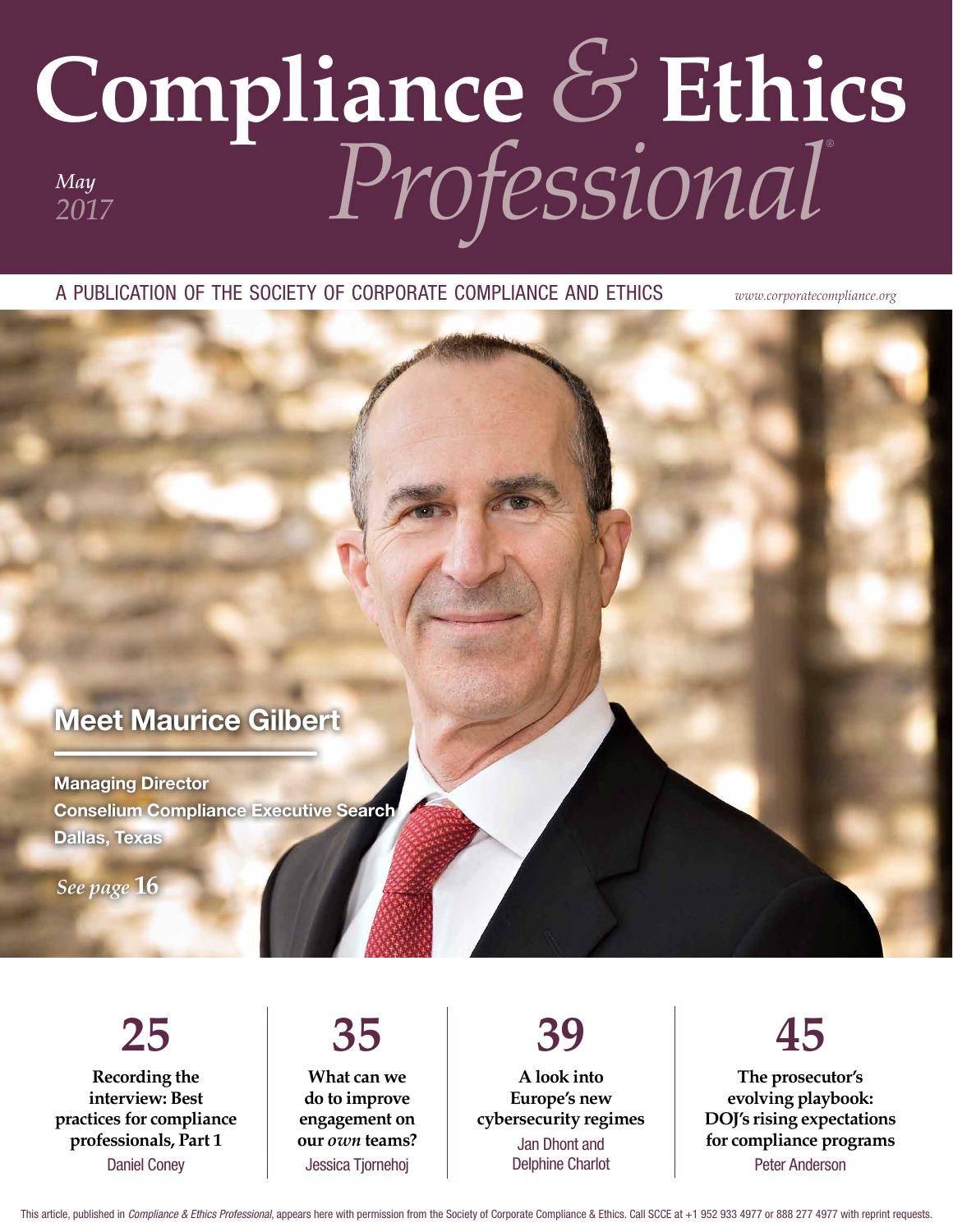# Compliance & Ethics Professional®

*May 2017*

A PUBLICATION OF THE SOCIETY OF CORPORATE COMPLIANCE AND ETHICS

*www.corporatecompliance.org*

## Meet Maurice Gilbert

**Managing Director**
**Conselium Compliance Executive Search**
**Dallas, Texas**

*See page* **16**

**25**
**Recording the interview: Best practices for compliance professionals, Part 1**
Daniel Coney

**35**
**What can we do to improve engagement on our *own* teams?**
Jessica Tjornehoj

**39**
**A look into Europe's new cybersecurity regimes**
Jan Dhont and Delphine Charlot

**45**
**The prosecutor's evolving playbook: DOJ's rising expectations for compliance programs**
Peter Anderson

This article, published in *Compliance & Ethics Professional*, appears here with permission from the Society of Corporate Compliance & Ethics. Call SCCE at +1 952 933 4977 or 888 277 4977 with reprint requests.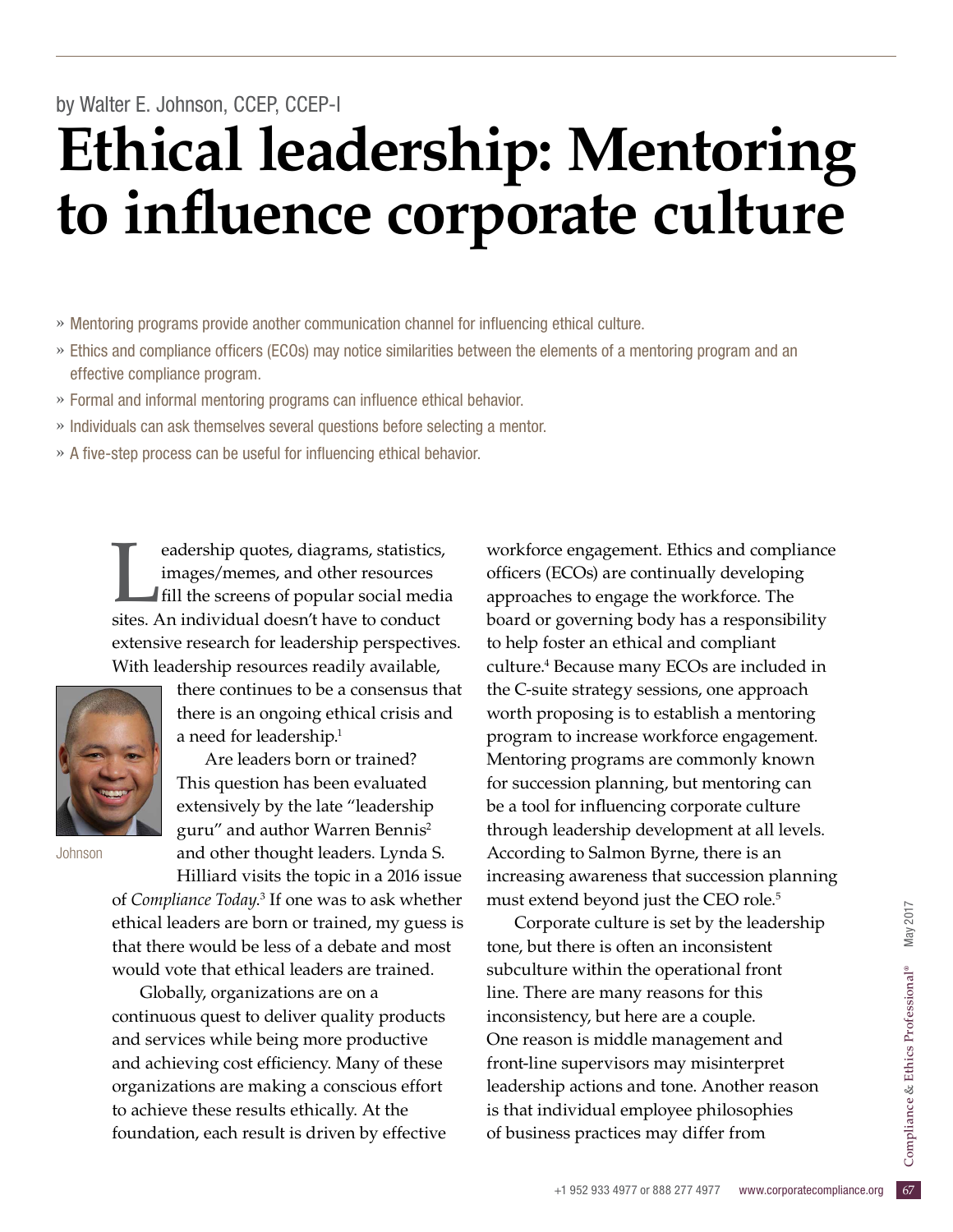by Walter E. Johnson, CCEP, CCEP-I

# Ethical leadership: Mentoring to influence corporate culture

- » Mentoring programs provide another communication channel for influencing ethical culture.
- » Ethics and compliance officers (ECOs) may notice similarities between the elements of a mentoring program and an effective compliance program.
- » Formal and informal mentoring programs can influence ethical behavior.
- » Individuals can ask themselves several questions before selecting a mentor.
- » A five-step process can be useful for influencing ethical behavior.

Johnson

Leadership quotes, diagrams, statistics, images/memes, and other resources fill the screens of popular social media sites. An individual doesn't have to conduct extensive research for leadership perspectives. With leadership resources readily available, there continues to be a consensus that there is an ongoing ethical crisis and a need for leadership.[1]

Are leaders born or trained? This question has been evaluated extensively by the late "leadership guru" and author Warren Bennis[2] and other thought leaders. Lynda S. Hilliard visits the topic in a 2016 issue of *Compliance Today*.[3] If one was to ask whether ethical leaders are born or trained, my guess is that there would be less of a debate and most would vote that ethical leaders are trained.

Globally, organizations are on a continuous quest to deliver quality products and services while being more productive and achieving cost efficiency. Many of these organizations are making a conscious effort to achieve these results ethically. At the foundation, each result is driven by effective workforce engagement. Ethics and compliance officers (ECOs) are continually developing approaches to engage the workforce. The board or governing body has a responsibility to help foster an ethical and compliant culture.[4] Because many ECOs are included in the C-suite strategy sessions, one approach worth proposing is to establish a mentoring program to increase workforce engagement. Mentoring programs are commonly known for succession planning, but mentoring can be a tool for influencing corporate culture through leadership development at all levels. According to Salmon Byrne, there is an increasing awareness that succession planning must extend beyond just the CEO role.[5]

Corporate culture is set by the leadership tone, but there is often an inconsistent subculture within the operational front line. There are many reasons for this inconsistency, but here are a couple. One reason is middle management and front-line supervisors may misinterpret leadership actions and tone. Another reason is that individual employee philosophies of business practices may differ from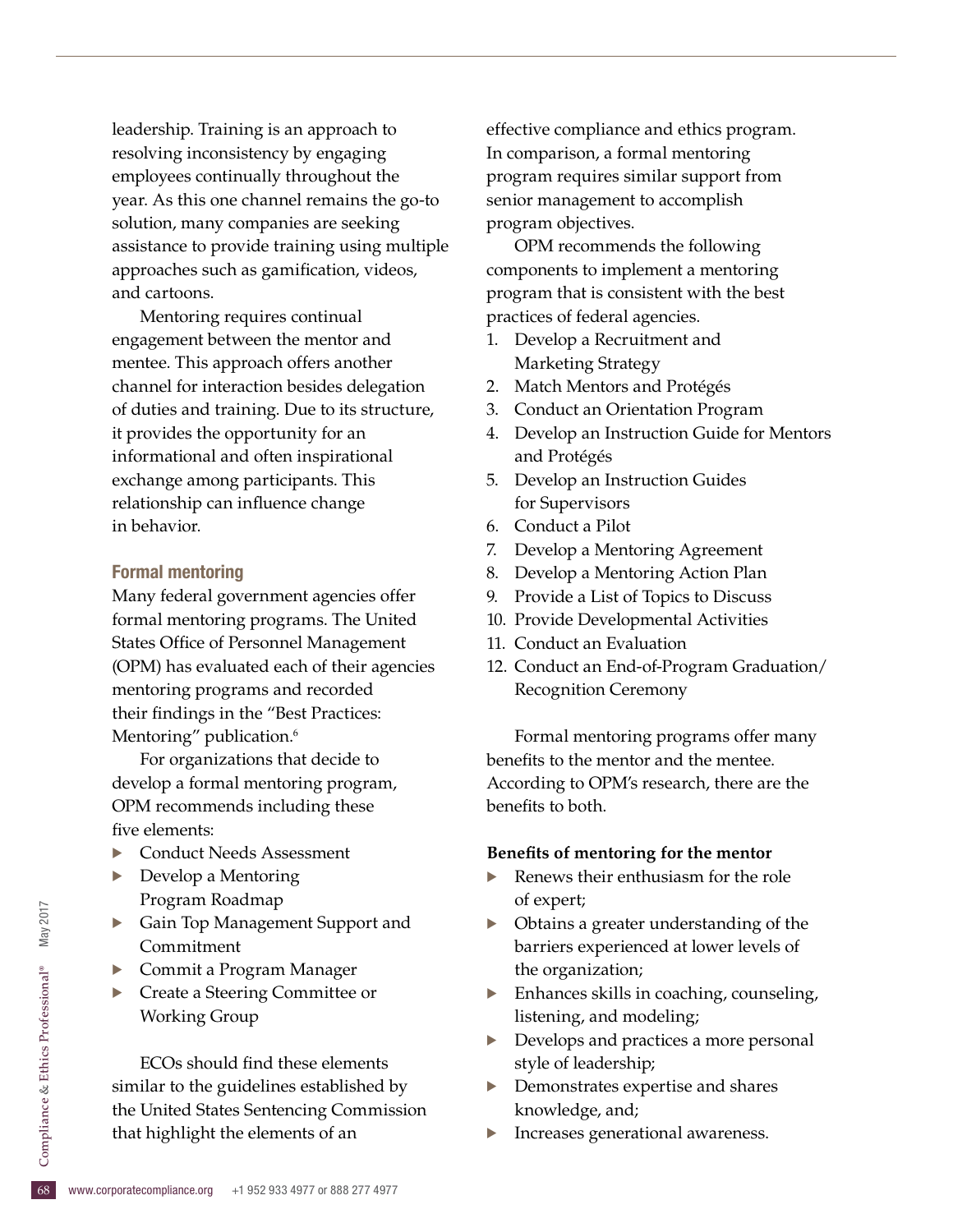leadership. Training is an approach to resolving inconsistency by engaging employees continually throughout the year. As this one channel remains the go-to solution, many companies are seeking assistance to provide training using multiple approaches such as gamification, videos, and cartoons.

Mentoring requires continual engagement between the mentor and mentee. This approach offers another channel for interaction besides delegation of duties and training. Due to its structure, it provides the opportunity for an informational and often inspirational exchange among participants. This relationship can influence change in behavior.

### Formal mentoring

Many federal government agencies offer formal mentoring programs. The United States Office of Personnel Management (OPM) has evaluated each of their agencies mentoring programs and recorded their findings in the "Best Practices: Mentoring" publication.[6]

For organizations that decide to develop a formal mentoring program, OPM recommends including these five elements:

- Conduct Needs Assessment
- Develop a Mentoring Program Roadmap
- Gain Top Management Support and Commitment
- Commit a Program Manager
- Create a Steering Committee or Working Group

ECOs should find these elements similar to the guidelines established by the United States Sentencing Commission that highlight the elements of an effective compliance and ethics program. In comparison, a formal mentoring program requires similar support from senior management to accomplish program objectives.

OPM recommends the following components to implement a mentoring program that is consistent with the best practices of federal agencies.

1. Develop a Recruitment and Marketing Strategy
2. Match Mentors and Protégés
3. Conduct an Orientation Program
4. Develop an Instruction Guide for Mentors and Protégés
5. Develop an Instruction Guides for Supervisors
6. Conduct a Pilot
7. Develop a Mentoring Agreement
8. Develop a Mentoring Action Plan
9. Provide a List of Topics to Discuss
10. Provide Developmental Activities
11. Conduct an Evaluation
12. Conduct an End-of-Program Graduation/ Recognition Ceremony

Formal mentoring programs offer many benefits to the mentor and the mentee. According to OPM's research, there are the benefits to both.

**Benefits of mentoring for the mentor**

- Renews their enthusiasm for the role of expert;
- Obtains a greater understanding of the barriers experienced at lower levels of the organization;
- Enhances skills in coaching, counseling, listening, and modeling;
- Develops and practices a more personal style of leadership;
- Demonstrates expertise and shares knowledge, and;
- Increases generational awareness.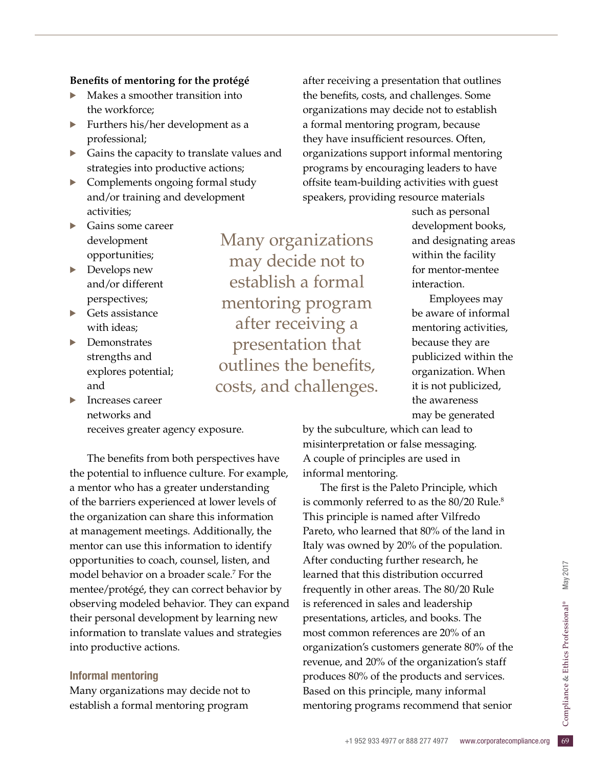**Benefits of mentoring for the protégé**

- Makes a smoother transition into the workforce;
- Furthers his/her development as a professional;
- Gains the capacity to translate values and strategies into productive actions;
- Complements ongoing formal study and/or training and development activities;
- Gains some career development opportunities;
- Develops new and/or different perspectives;
- Gets assistance with ideas;
- Demonstrates strengths and explores potential; and
- Increases career networks and receives greater agency exposure.

The benefits from both perspectives have the potential to influence culture. For example, a mentor who has a greater understanding of the barriers experienced at lower levels of the organization can share this information at management meetings. Additionally, the mentor can use this information to identify opportunities to coach, counsel, listen, and model behavior on a broader scale.[7] For the mentee/protégé, they can correct behavior by observing modeled behavior. They can expand their personal development by learning new information to translate values and strategies into productive actions.

## Informal mentoring

Many organizations may decide not to establish a formal mentoring program after receiving a presentation that outlines the benefits, costs, and challenges. Some organizations may decide not to establish a formal mentoring program, because they have insufficient resources. Often, organizations support informal mentoring programs by encouraging leaders to have offsite team-building activities with guest speakers, providing resource materials such as personal development books, and designating areas within the facility for mentor-mentee interaction.

> Many organizations may decide not to establish a formal mentoring program after receiving a presentation that outlines the benefits, costs, and challenges.

Employees may be aware of informal mentoring activities, because they are publicized within the organization. When it is not publicized, the awareness may be generated by the subculture, which can lead to misinterpretation or false messaging. A couple of principles are used in informal mentoring.

The first is the Paleto Principle, which is commonly referred to as the 80/20 Rule.[8] This principle is named after Vilfredo Pareto, who learned that 80% of the land in Italy was owned by 20% of the population. After conducting further research, he learned that this distribution occurred frequently in other areas. The 80/20 Rule is referenced in sales and leadership presentations, articles, and books. The most common references are 20% of an organization's customers generate 80% of the revenue, and 20% of the organization's staff produces 80% of the products and services. Based on this principle, many informal mentoring programs recommend that senior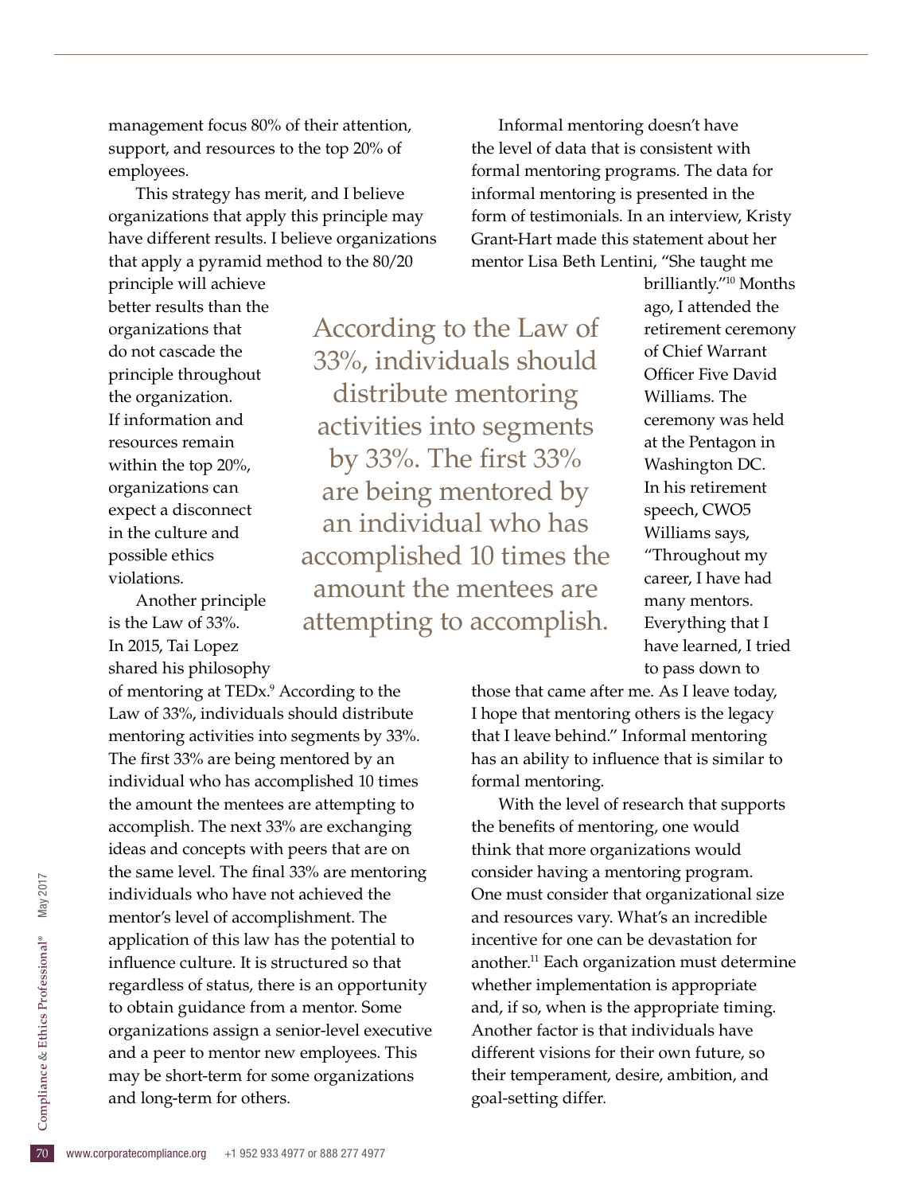management focus 80% of their attention, support, and resources to the top 20% of employees.

This strategy has merit, and I believe organizations that apply this principle may have different results. I believe organizations that apply a pyramid method to the 80/20 principle will achieve better results than the organizations that do not cascade the principle throughout the organization. If information and resources remain within the top 20%, organizations can expect a disconnect in the culture and possible ethics violations.

Another principle is the Law of 33%. In 2015, Tai Lopez shared his philosophy of mentoring at TEDx.[9] According to the Law of 33%, individuals should distribute mentoring activities into segments by 33%. The first 33% are being mentored by an individual who has accomplished 10 times the amount the mentees are attempting to accomplish. The next 33% are exchanging ideas and concepts with peers that are on the same level. The final 33% are mentoring individuals who have not achieved the mentor's level of accomplishment. The application of this law has the potential to influence culture. It is structured so that regardless of status, there is an opportunity to obtain guidance from a mentor. Some organizations assign a senior-level executive and a peer to mentor new employees. This may be short-term for some organizations and long-term for others.

> According to the Law of 33%, individuals should distribute mentoring activities into segments by 33%. The first 33% are being mentored by an individual who has accomplished 10 times the amount the mentees are attempting to accomplish.

Informal mentoring doesn't have the level of data that is consistent with formal mentoring programs. The data for informal mentoring is presented in the form of testimonials. In an interview, Kristy Grant-Hart made this statement about her mentor Lisa Beth Lentini, "She taught me brilliantly."[10] Months ago, I attended the retirement ceremony of Chief Warrant Officer Five David Williams. The ceremony was held at the Pentagon in Washington DC. In his retirement speech, CWO5 Williams says, "Throughout my career, I have had many mentors. Everything that I have learned, I tried to pass down to those that came after me. As I leave today, I hope that mentoring others is the legacy that I leave behind." Informal mentoring has an ability to influence that is similar to formal mentoring.

With the level of research that supports the benefits of mentoring, one would think that more organizations would consider having a mentoring program. One must consider that organizational size and resources vary. What's an incredible incentive for one can be devastation for another.[11] Each organization must determine whether implementation is appropriate and, if so, when is the appropriate timing. Another factor is that individuals have different visions for their own future, so their temperament, desire, ambition, and goal-setting differ.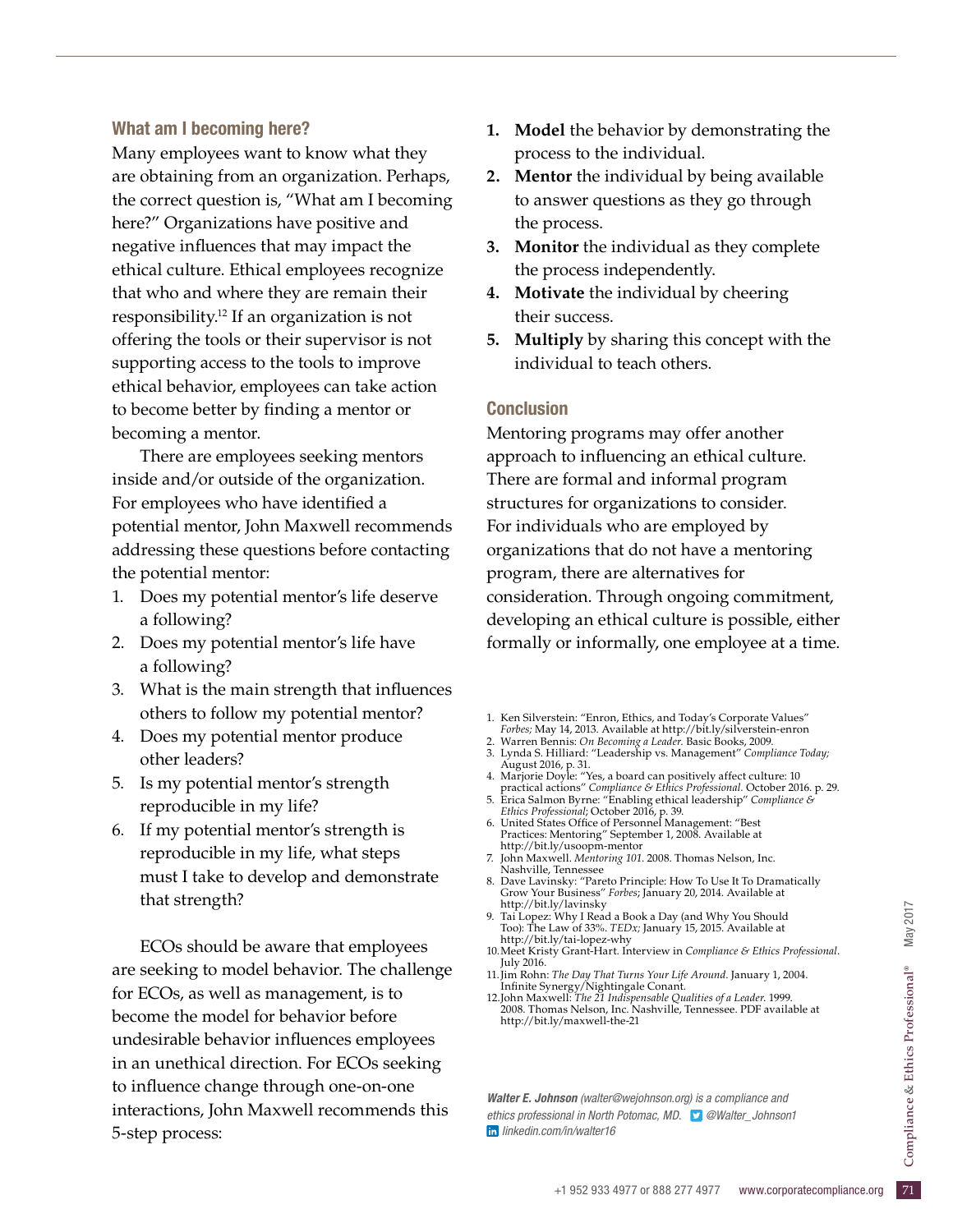## What am I becoming here?

Many employees want to know what they are obtaining from an organization. Perhaps, the correct question is, "What am I becoming here?" Organizations have positive and negative influences that may impact the ethical culture. Ethical employees recognize that who and where they are remain their responsibility.[12] If an organization is not offering the tools or their supervisor is not supporting access to the tools to improve ethical behavior, employees can take action to become better by finding a mentor or becoming a mentor.

There are employees seeking mentors inside and/or outside of the organization. For employees who have identified a potential mentor, John Maxwell recommends addressing these questions before contacting the potential mentor:

1. Does my potential mentor's life deserve a following?
2. Does my potential mentor's life have a following?
3. What is the main strength that influences others to follow my potential mentor?
4. Does my potential mentor produce other leaders?
5. Is my potential mentor's strength reproducible in my life?
6. If my potential mentor's strength is reproducible in my life, what steps must I take to develop and demonstrate that strength?

ECOs should be aware that employees are seeking to model behavior. The challenge for ECOs, as well as management, is to become the model for behavior before undesirable behavior influences employees in an unethical direction. For ECOs seeking to influence change through one-on-one interactions, John Maxwell recommends this 5-step process:

1. **Model** the behavior by demonstrating the process to the individual.
2. **Mentor** the individual by being available to answer questions as they go through the process.
3. **Monitor** the individual as they complete the process independently.
4. **Motivate** the individual by cheering their success.
5. **Multiply** by sharing this concept with the individual to teach others.

## Conclusion

Mentoring programs may offer another approach to influencing an ethical culture. There are formal and informal program structures for organizations to consider. For individuals who are employed by organizations that do not have a mentoring program, there are alternatives for consideration. Through ongoing commitment, developing an ethical culture is possible, either formally or informally, one employee at a time.

1. Ken Silverstein: "Enron, Ethics, and Today's Corporate Values" *Forbes;* May 14, 2013. Available at http://bit.ly/silverstein-enron
2. Warren Bennis: *On Becoming a Leader.* Basic Books, 2009.
3. Lynda S. Hilliard: "Leadership vs. Management" *Compliance Today;* August 2016, p. 31.
4. Marjorie Doyle: "Yes, a board can positively affect culture: 10 practical actions" *Compliance & Ethics Professional.* October 2016. p. 29.
5. Erica Salmon Byrne: "Enabling ethical leadership" *Compliance & Ethics Professional*; October 2016, p. 39.
6. United States Office of Personnel Management: "Best Practices: Mentoring" September 1, 2008. Available at http://bit.ly/usoopm-mentor
7. John Maxwell. *Mentoring 101.* 2008. Thomas Nelson, Inc. Nashville, Tennessee
8. Dave Lavinsky: "Pareto Principle: How To Use It To Dramatically Grow Your Business" *Forbes*; January 20, 2014. Available at http://bit.ly/lavinsky
9. Tai Lopez: Why I Read a Book a Day (and Why You Should Too): The Law of 33%. *TEDx;* January 15, 2015. Available at http://bit.ly/tai-lopez-why
10. Meet Kristy Grant-Hart. Interview in *Compliance & Ethics Professional*. July 2016.
11. Jim Rohn: *The Day That Turns Your Life Around*. January 1, 2004. Infinite Synergy/Nightingale Conant.
12. John Maxwell: *The 21 Indispensable Qualities of a Leader.* 1999. 2008. Thomas Nelson, Inc. Nashville, Tennessee. PDF available at http://bit.ly/maxwell-the-21

***Walter E. Johnson*** *(walter@wejohnson.org) is a compliance and ethics professional in North Potomac, MD. @Walter_Johnson1 linkedin.com/in/walter16*